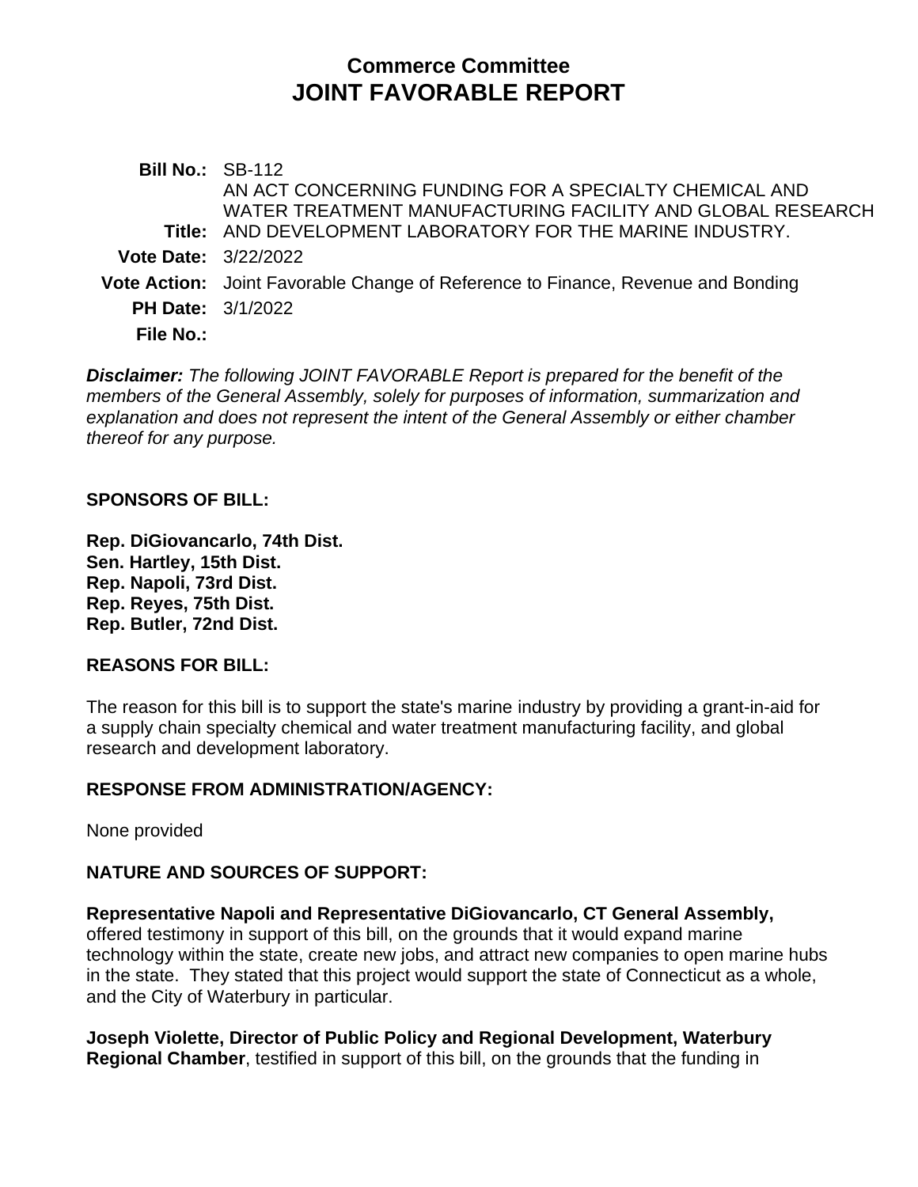# Commerce Committee
# JOINT FAVORABLE REPORT

**Bill No.:** SB-112

**Title:** AN ACT CONCERNING FUNDING FOR A SPECIALTY CHEMICAL AND WATER TREATMENT MANUFACTURING FACILITY AND GLOBAL RESEARCH AND DEVELOPMENT LABORATORY FOR THE MARINE INDUSTRY.

**Vote Date:** 3/22/2022

**Vote Action:** Joint Favorable Change of Reference to Finance, Revenue and Bonding

**PH Date:** 3/1/2022

**File No.:**

***Disclaimer:*** *The following JOINT FAVORABLE Report is prepared for the benefit of the members of the General Assembly, solely for purposes of information, summarization and explanation and does not represent the intent of the General Assembly or either chamber thereof for any purpose.*

### SPONSORS OF BILL:

**Rep. DiGiovancarlo, 74th Dist.**
**Sen. Hartley, 15th Dist.**
**Rep. Napoli, 73rd Dist.**
**Rep. Reyes, 75th Dist.**
**Rep. Butler, 72nd Dist.**

### REASONS FOR BILL:

The reason for this bill is to support the state's marine industry by providing a grant-in-aid for a supply chain specialty chemical and water treatment manufacturing facility, and global research and development laboratory.

### RESPONSE FROM ADMINISTRATION/AGENCY:

None provided

### NATURE AND SOURCES OF SUPPORT:

**Representative Napoli and Representative DiGiovancarlo, CT General Assembly,** offered testimony in support of this bill, on the grounds that it would expand marine technology within the state, create new jobs, and attract new companies to open marine hubs in the state. They stated that this project would support the state of Connecticut as a whole, and the City of Waterbury in particular.

**Joseph Violette, Director of Public Policy and Regional Development, Waterbury Regional Chamber**, testified in support of this bill, on the grounds that the funding in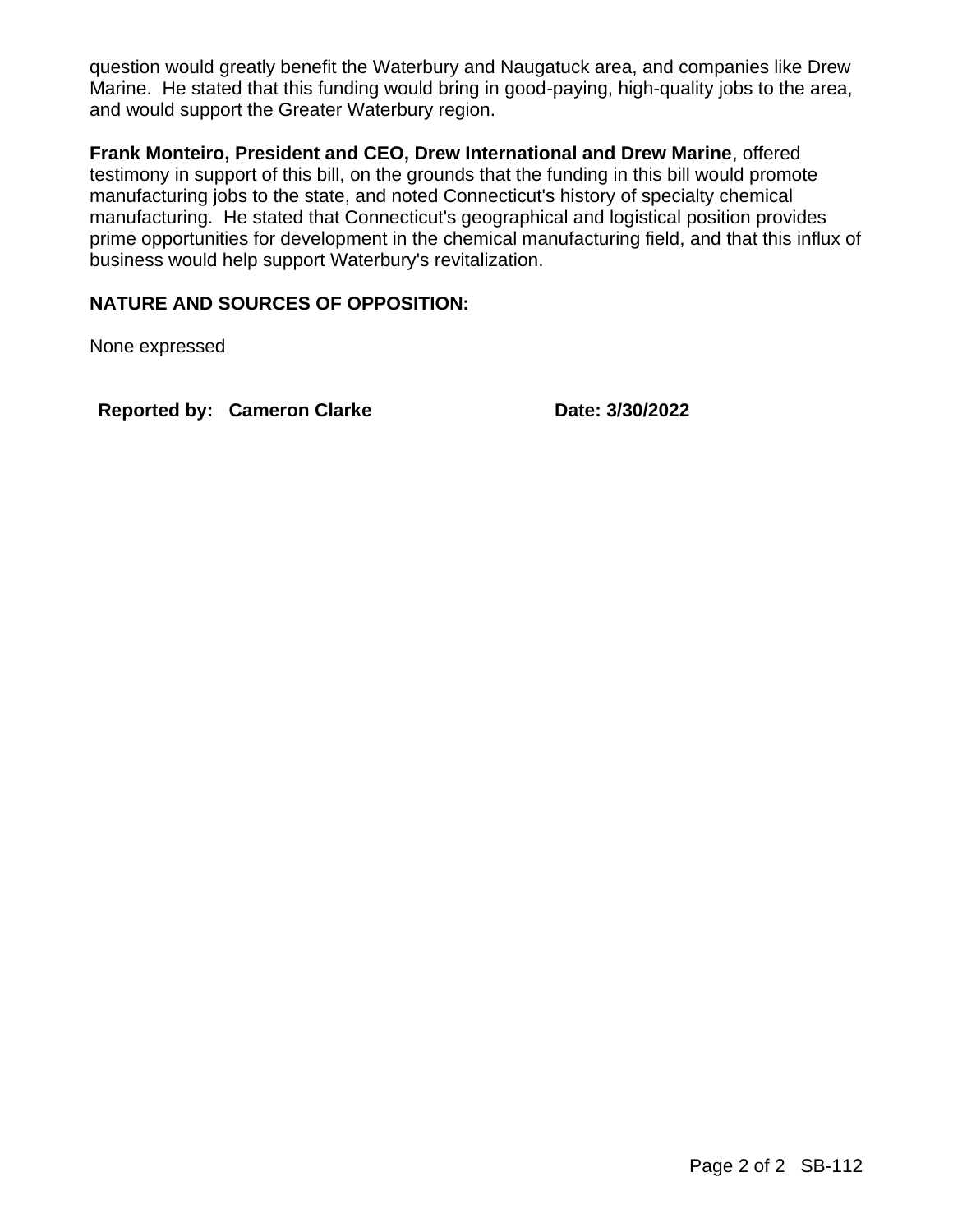question would greatly benefit the Waterbury and Naugatuck area, and companies like Drew Marine. He stated that this funding would bring in good-paying, high-quality jobs to the area, and would support the Greater Waterbury region.

**Frank Monteiro, President and CEO, Drew International and Drew Marine**, offered testimony in support of this bill, on the grounds that the funding in this bill would promote manufacturing jobs to the state, and noted Connecticut's history of specialty chemical manufacturing. He stated that Connecticut's geographical and logistical position provides prime opportunities for development in the chemical manufacturing field, and that this influx of business would help support Waterbury's revitalization.

**NATURE AND SOURCES OF OPPOSITION:**

None expressed

**Reported by: Cameron Clarke** **Date: 3/30/2022**